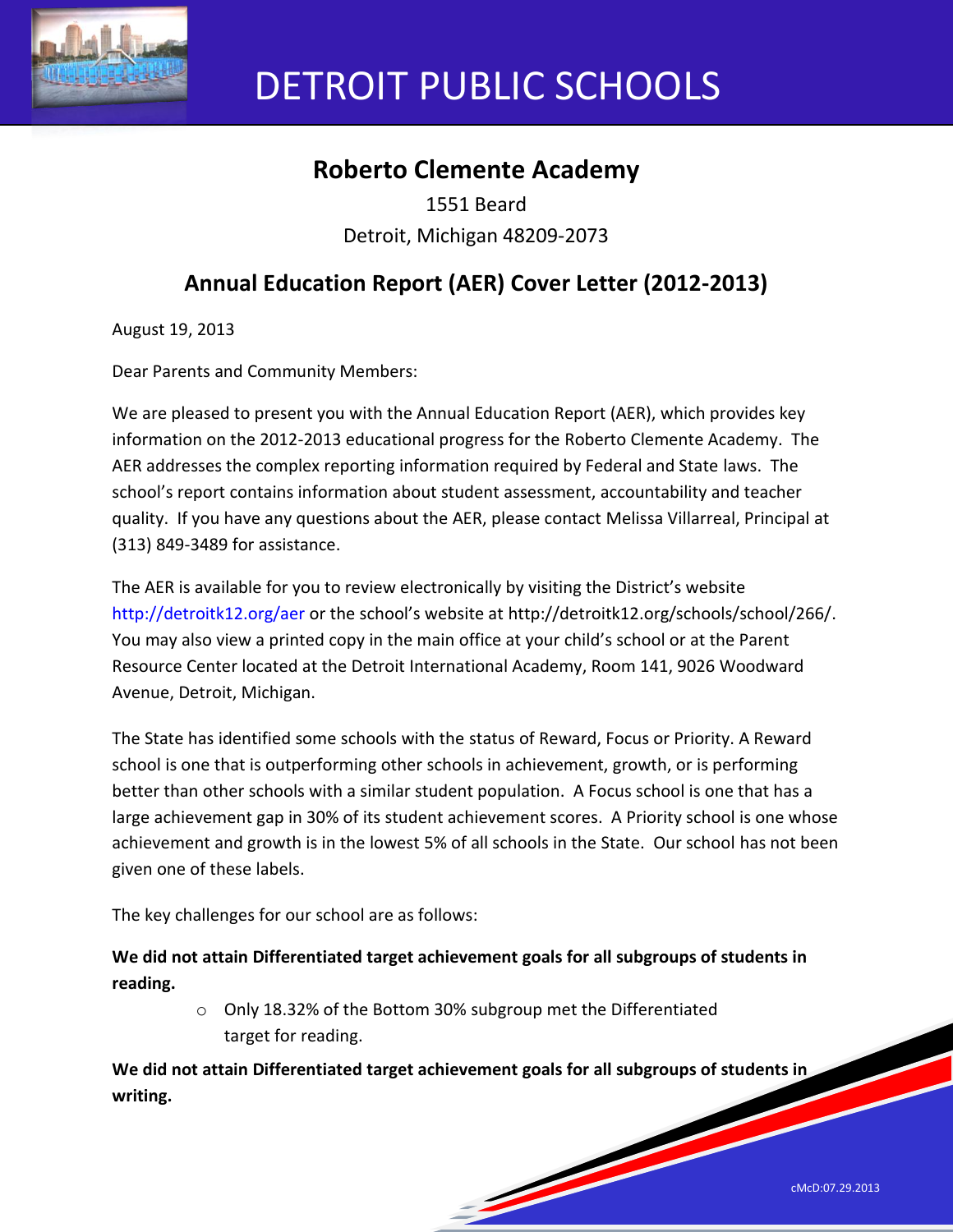# DETROIT PUBLIC SCHOOLS

## Roberto Clemente Academy

1551 Beard
Detroit, Michigan 48209-2073

## Annual Education Report (AER) Cover Letter (2012-2013)

August 19, 2013

Dear Parents and Community Members:

We are pleased to present you with the Annual Education Report (AER), which provides key information on the 2012-2013 educational progress for the Roberto Clemente Academy. The AER addresses the complex reporting information required by Federal and State laws. The school's report contains information about student assessment, accountability and teacher quality. If you have any questions about the AER, please contact Melissa Villarreal, Principal at (313) 849-3489 for assistance.

The AER is available for you to review electronically by visiting the District's website http://detroitk12.org/aer or the school's website at http://detroitk12.org/schools/school/266/. You may also view a printed copy in the main office at your child's school or at the Parent Resource Center located at the Detroit International Academy, Room 141, 9026 Woodward Avenue, Detroit, Michigan.

The State has identified some schools with the status of Reward, Focus or Priority. A Reward school is one that is outperforming other schools in achievement, growth, or is performing better than other schools with a similar student population. A Focus school is one that has a large achievement gap in 30% of its student achievement scores. A Priority school is one whose achievement and growth is in the lowest 5% of all schools in the State. Our school has not been given one of these labels.

The key challenges for our school are as follows:

**We did not attain Differentiated target achievement goals for all subgroups of students in reading.**

- Only 18.32% of the Bottom 30% subgroup met the Differentiated target for reading.

**We did not attain Differentiated target achievement goals for all subgroups of students in writing.**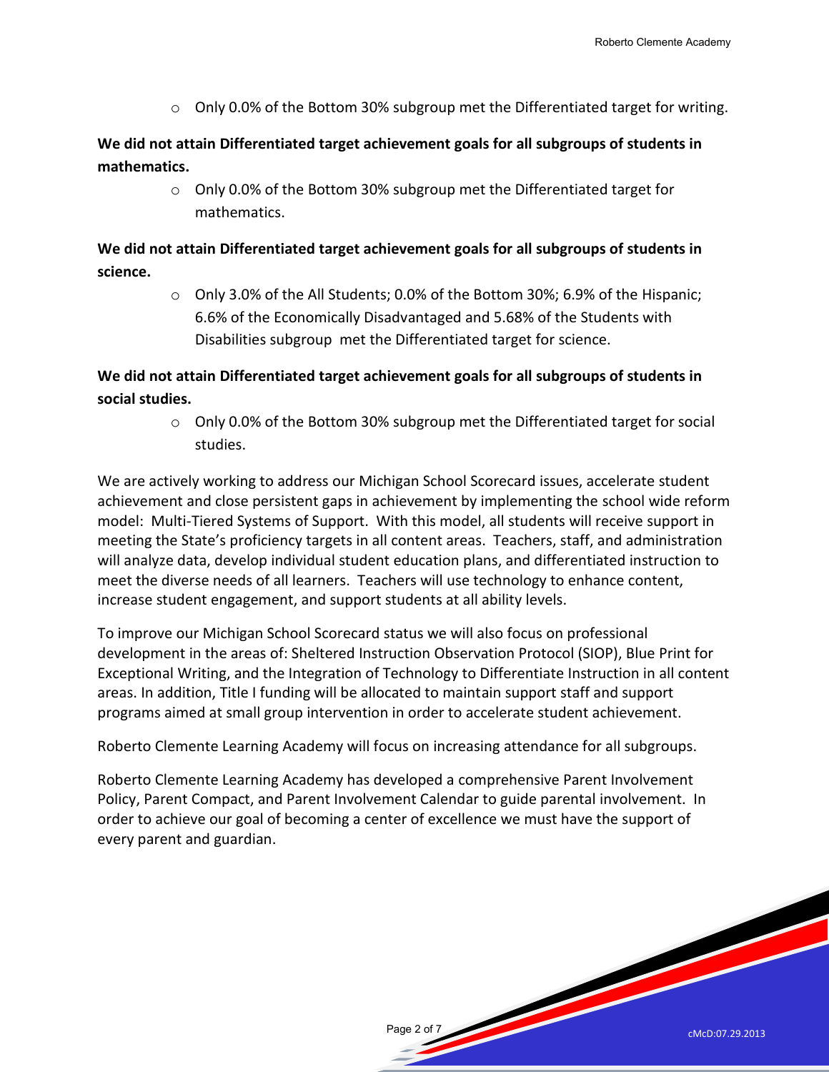- Only 0.0% of the Bottom 30% subgroup met the Differentiated target for writing.

**We did not attain Differentiated target achievement goals for all subgroups of students in mathematics.**

- Only 0.0% of the Bottom 30% subgroup met the Differentiated target for mathematics.

**We did not attain Differentiated target achievement goals for all subgroups of students in science.**

- Only 3.0% of the All Students; 0.0% of the Bottom 30%; 6.9% of the Hispanic; 6.6% of the Economically Disadvantaged and 5.68% of the Students with Disabilities subgroup met the Differentiated target for science.

**We did not attain Differentiated target achievement goals for all subgroups of students in social studies.**

- Only 0.0% of the Bottom 30% subgroup met the Differentiated target for social studies.

We are actively working to address our Michigan School Scorecard issues, accelerate student achievement and close persistent gaps in achievement by implementing the school wide reform model: Multi-Tiered Systems of Support. With this model, all students will receive support in meeting the State's proficiency targets in all content areas. Teachers, staff, and administration will analyze data, develop individual student education plans, and differentiated instruction to meet the diverse needs of all learners. Teachers will use technology to enhance content, increase student engagement, and support students at all ability levels.

To improve our Michigan School Scorecard status we will also focus on professional development in the areas of: Sheltered Instruction Observation Protocol (SIOP), Blue Print for Exceptional Writing, and the Integration of Technology to Differentiate Instruction in all content areas. In addition, Title I funding will be allocated to maintain support staff and support programs aimed at small group intervention in order to accelerate student achievement.

Roberto Clemente Learning Academy will focus on increasing attendance for all subgroups.

Roberto Clemente Learning Academy has developed a comprehensive Parent Involvement Policy, Parent Compact, and Parent Involvement Calendar to guide parental involvement. In order to achieve our goal of becoming a center of excellence we must have the support of every parent and guardian.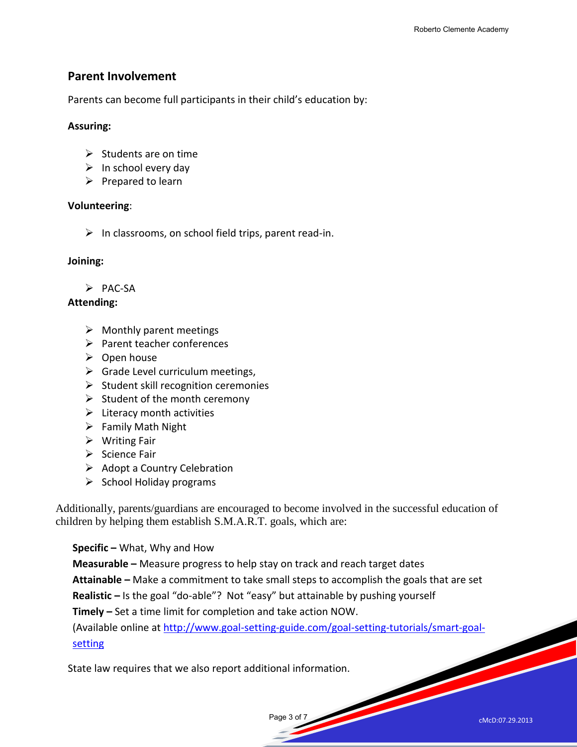## Parent Involvement

Parents can become full participants in their child's education by:

**Assuring:**

- Students are on time
- In school every day
- Prepared to learn

**Volunteering**:

- In classrooms, on school field trips, parent read-in.

**Joining:**

- PAC-SA

**Attending:**

- Monthly parent meetings
- Parent teacher conferences
- Open house
- Grade Level curriculum meetings,
- Student skill recognition ceremonies
- Student of the month ceremony
- Literacy month activities
- Family Math Night
- Writing Fair
- Science Fair
- Adopt a Country Celebration
- School Holiday programs

Additionally, parents/guardians are encouraged to become involved in the successful education of children by helping them establish S.M.A.R.T. goals, which are:

**Specific –** What, Why and How
**Measurable –** Measure progress to help stay on track and reach target dates
**Attainable –** Make a commitment to take small steps to accomplish the goals that are set
**Realistic –** Is the goal "do-able"? Not "easy" but attainable by pushing yourself
**Timely –** Set a time limit for completion and take action NOW.
(Available online at http://www.goal-setting-guide.com/goal-setting-tutorials/smart-goal-setting

State law requires that we also report additional information.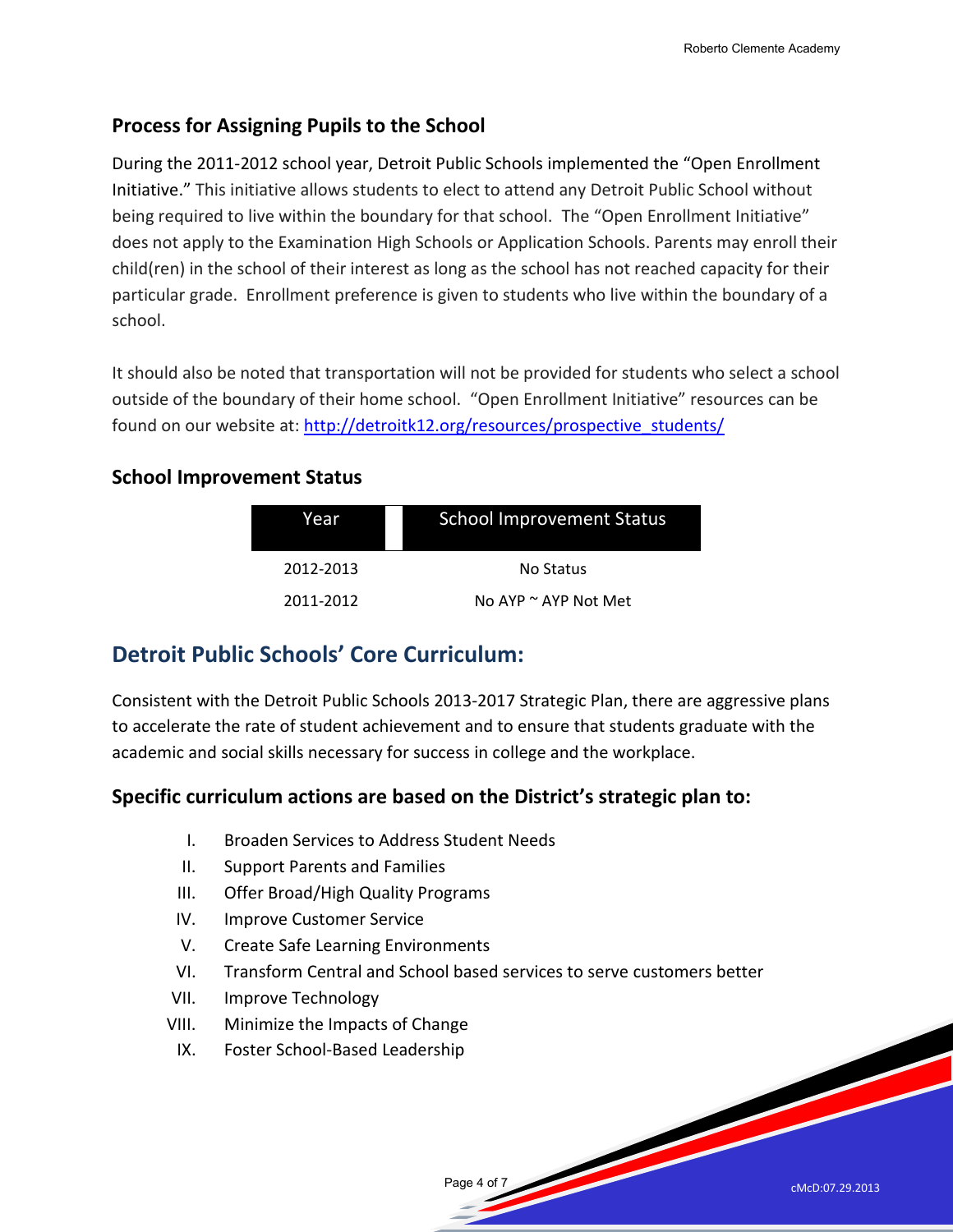## Process for Assigning Pupils to the School

During the 2011-2012 school year, Detroit Public Schools implemented the "Open Enrollment Initiative." This initiative allows students to elect to attend any Detroit Public School without being required to live within the boundary for that school. The "Open Enrollment Initiative" does not apply to the Examination High Schools or Application Schools. Parents may enroll their child(ren) in the school of their interest as long as the school has not reached capacity for their particular grade. Enrollment preference is given to students who live within the boundary of a school.

It should also be noted that transportation will not be provided for students who select a school outside of the boundary of their home school. "Open Enrollment Initiative" resources can be found on our website at: http://detroitk12.org/resources/prospective_students/

### School Improvement Status

| Year | School Improvement Status |
|---|---|
| 2012-2013 | No Status |
| 2011-2012 | No AYP ~ AYP Not Met |

## Detroit Public Schools' Core Curriculum:

Consistent with the Detroit Public Schools 2013-2017 Strategic Plan, there are aggressive plans to accelerate the rate of student achievement and to ensure that students graduate with the academic and social skills necessary for success in college and the workplace.

### Specific curriculum actions are based on the District's strategic plan to:

I. Broaden Services to Address Student Needs
II. Support Parents and Families
III. Offer Broad/High Quality Programs
IV. Improve Customer Service
V. Create Safe Learning Environments
VI. Transform Central and School based services to serve customers better
VII. Improve Technology
VIII. Minimize the Impacts of Change
IX. Foster School-Based Leadership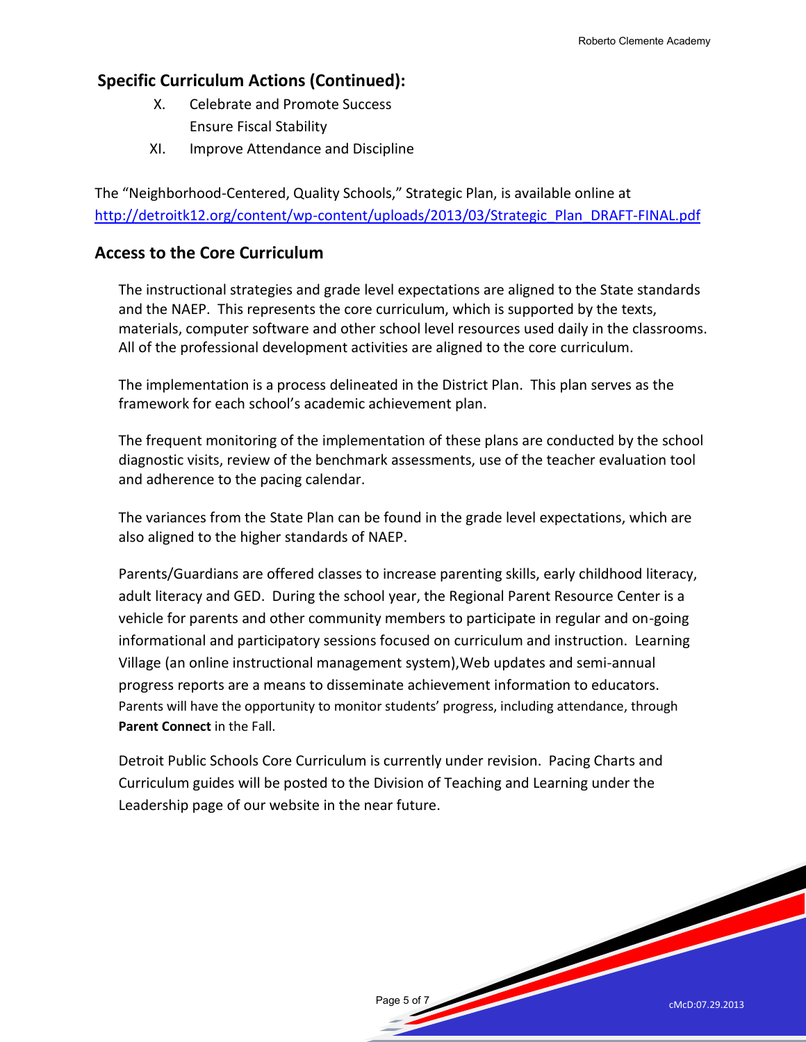## Specific Curriculum Actions (Continued):

X. Celebrate and Promote Success
   Ensure Fiscal Stability

XI. Improve Attendance and Discipline

The "Neighborhood-Centered, Quality Schools," Strategic Plan, is available online at http://detroitk12.org/content/wp-content/uploads/2013/03/Strategic_Plan_DRAFT-FINAL.pdf

## Access to the Core Curriculum

The instructional strategies and grade level expectations are aligned to the State standards and the NAEP. This represents the core curriculum, which is supported by the texts, materials, computer software and other school level resources used daily in the classrooms. All of the professional development activities are aligned to the core curriculum.

The implementation is a process delineated in the District Plan. This plan serves as the framework for each school's academic achievement plan.

The frequent monitoring of the implementation of these plans are conducted by the school diagnostic visits, review of the benchmark assessments, use of the teacher evaluation tool and adherence to the pacing calendar.

The variances from the State Plan can be found in the grade level expectations, which are also aligned to the higher standards of NAEP.

Parents/Guardians are offered classes to increase parenting skills, early childhood literacy, adult literacy and GED. During the school year, the Regional Parent Resource Center is a vehicle for parents and other community members to participate in regular and on-going informational and participatory sessions focused on curriculum and instruction. Learning Village (an online instructional management system),Web updates and semi-annual progress reports are a means to disseminate achievement information to educators. Parents will have the opportunity to monitor students' progress, including attendance, through **Parent Connect** in the Fall.

Detroit Public Schools Core Curriculum is currently under revision. Pacing Charts and Curriculum guides will be posted to the Division of Teaching and Learning under the Leadership page of our website in the near future.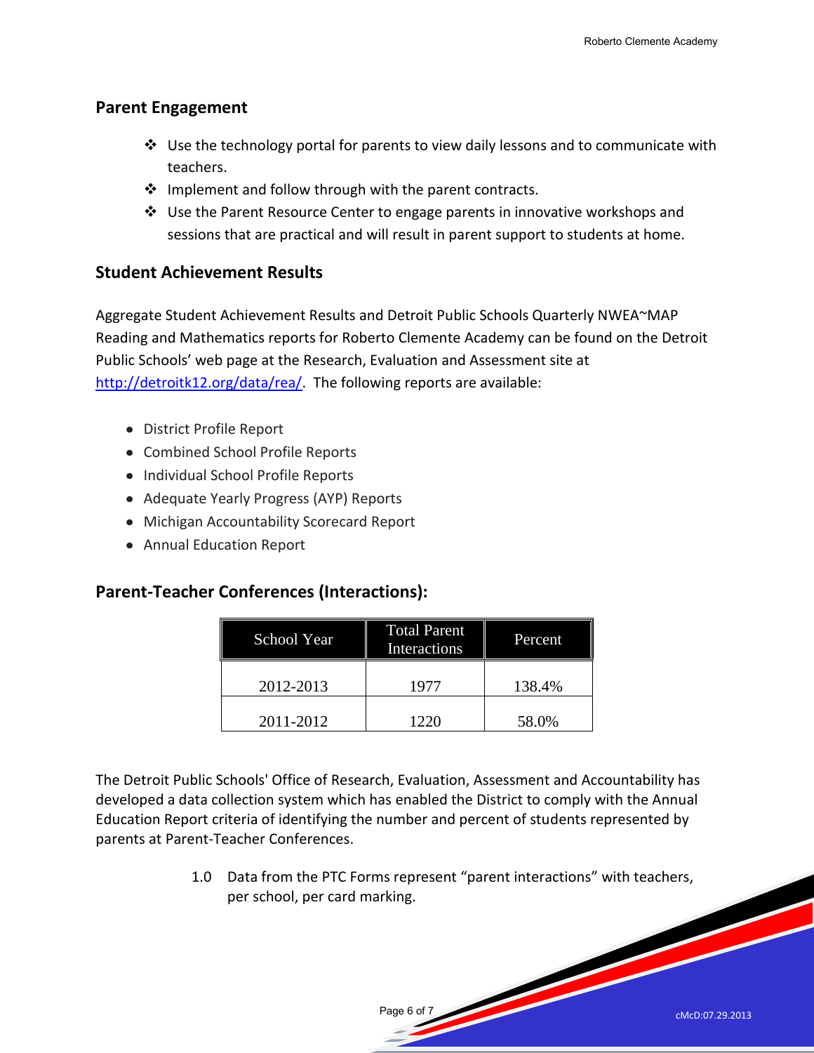## Parent Engagement

- Use the technology portal for parents to view daily lessons and to communicate with teachers.
- Implement and follow through with the parent contracts.
- Use the Parent Resource Center to engage parents in innovative workshops and sessions that are practical and will result in parent support to students at home.

## Student Achievement Results

Aggregate Student Achievement Results and Detroit Public Schools Quarterly NWEA~MAP Reading and Mathematics reports for Roberto Clemente Academy can be found on the Detroit Public Schools' web page at the Research, Evaluation and Assessment site at http://detroitk12.org/data/rea/. The following reports are available:

- District Profile Report
- Combined School Profile Reports
- Individual School Profile Reports
- Adequate Yearly Progress (AYP) Reports
- Michigan Accountability Scorecard Report
- Annual Education Report

## Parent-Teacher Conferences (Interactions):

| School Year | Total Parent Interactions | Percent |
|---|---|---|
| 2012-2013 | 1977 | 138.4% |
| 2011-2012 | 1220 | 58.0% |

The Detroit Public Schools' Office of Research, Evaluation, Assessment and Accountability has developed a data collection system which has enabled the District to comply with the Annual Education Report criteria of identifying the number and percent of students represented by parents at Parent-Teacher Conferences.

1.0 Data from the PTC Forms represent "parent interactions" with teachers, per school, per card marking.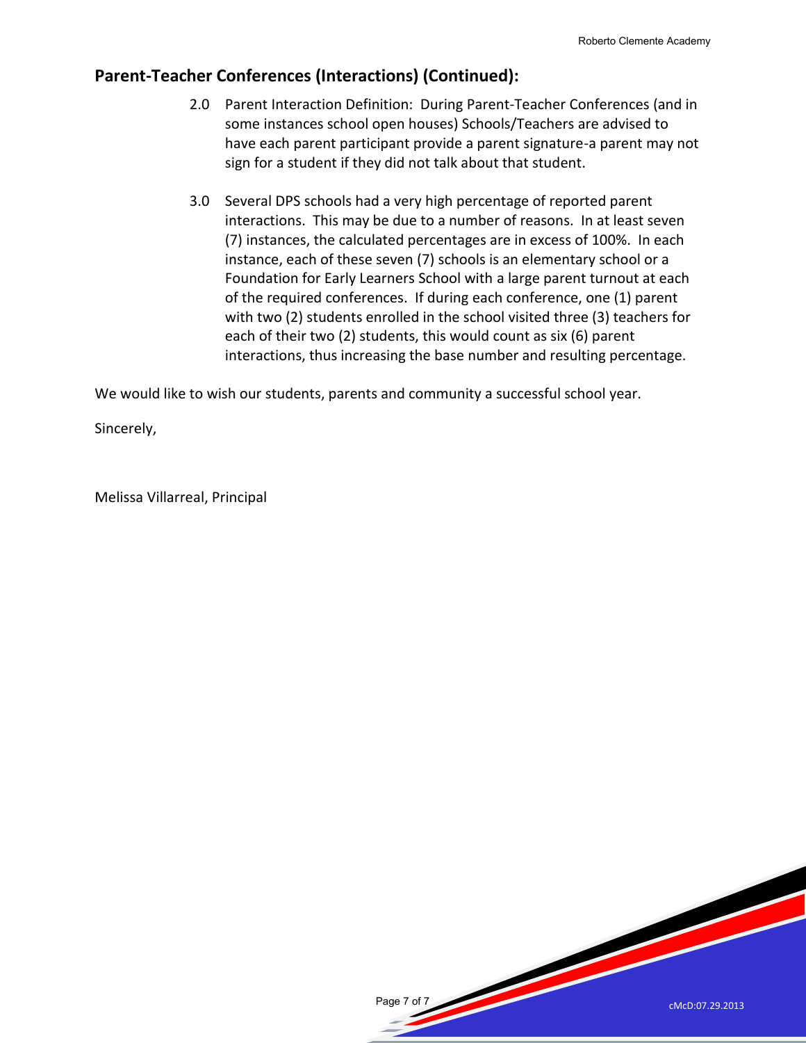## Parent-Teacher Conferences (Interactions) (Continued):

2.0 Parent Interaction Definition: During Parent-Teacher Conferences (and in some instances school open houses) Schools/Teachers are advised to have each parent participant provide a parent signature-a parent may not sign for a student if they did not talk about that student.

3.0 Several DPS schools had a very high percentage of reported parent interactions. This may be due to a number of reasons. In at least seven (7) instances, the calculated percentages are in excess of 100%. In each instance, each of these seven (7) schools is an elementary school or a Foundation for Early Learners School with a large parent turnout at each of the required conferences. If during each conference, one (1) parent with two (2) students enrolled in the school visited three (3) teachers for each of their two (2) students, this would count as six (6) parent interactions, thus increasing the base number and resulting percentage.

We would like to wish our students, parents and community a successful school year.

Sincerely,

Melissa Villarreal, Principal